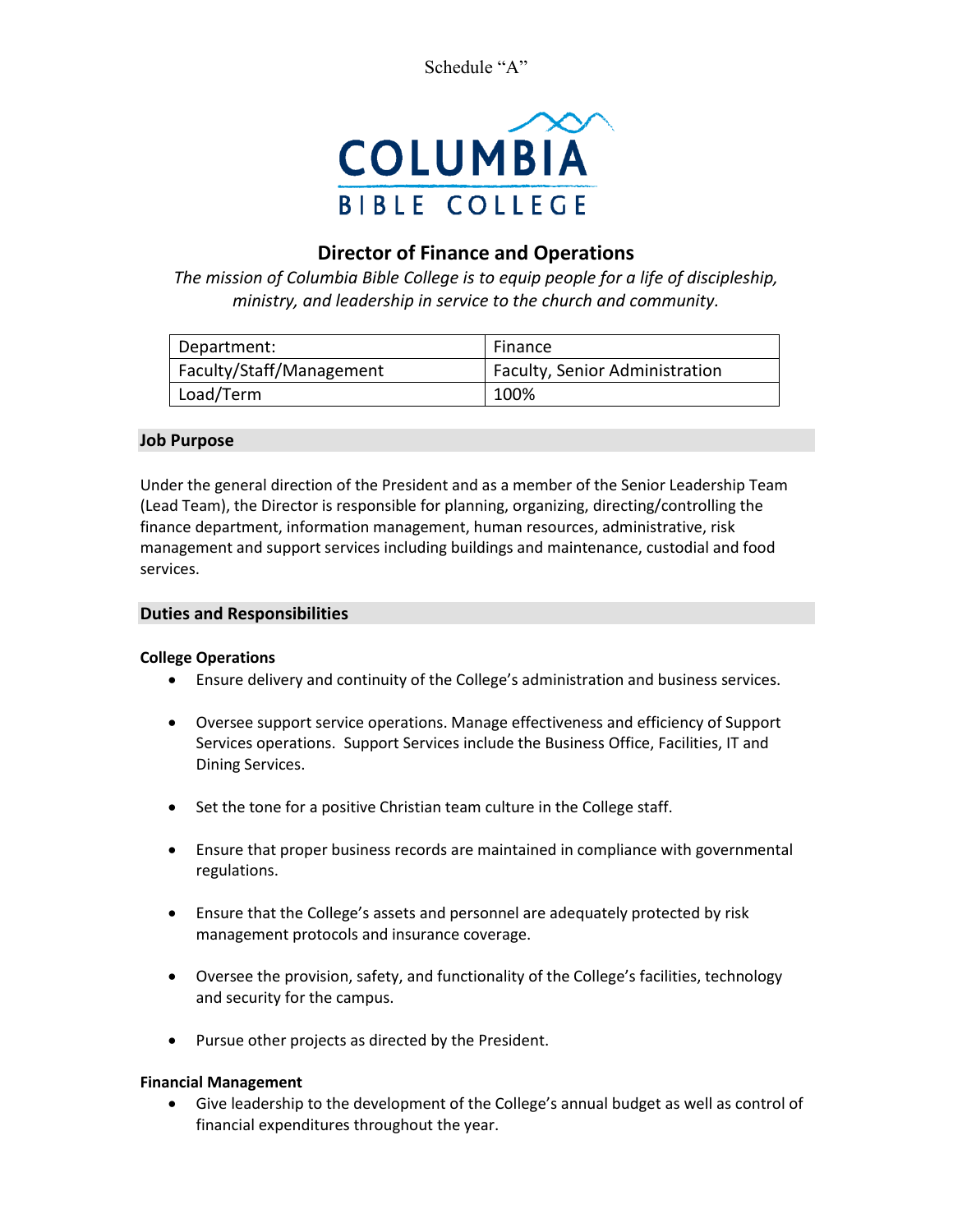Schedule "A"

COLUMBIA
BIBLE COLLEGE

# Director of Finance and Operations

*The mission of Columbia Bible College is to equip people for a life of discipleship, ministry, and leadership in service to the church and community.*

| Department: | Finance |
|---|---|
| Faculty/Staff/Management | Faculty, Senior Administration |
| Load/Term | 100% |

## Job Purpose

Under the general direction of the President and as a member of the Senior Leadership Team (Lead Team), the Director is responsible for planning, organizing, directing/controlling the finance department, information management, human resources, administrative, risk management and support services including buildings and maintenance, custodial and food services.

## Duties and Responsibilities

### College Operations

- Ensure delivery and continuity of the College's administration and business services.
- Oversee support service operations. Manage effectiveness and efficiency of Support Services operations. Support Services include the Business Office, Facilities, IT and Dining Services.
- Set the tone for a positive Christian team culture in the College staff.
- Ensure that proper business records are maintained in compliance with governmental regulations.
- Ensure that the College's assets and personnel are adequately protected by risk management protocols and insurance coverage.
- Oversee the provision, safety, and functionality of the College's facilities, technology and security for the campus.
- Pursue other projects as directed by the President.

### Financial Management

- Give leadership to the development of the College's annual budget as well as control of financial expenditures throughout the year.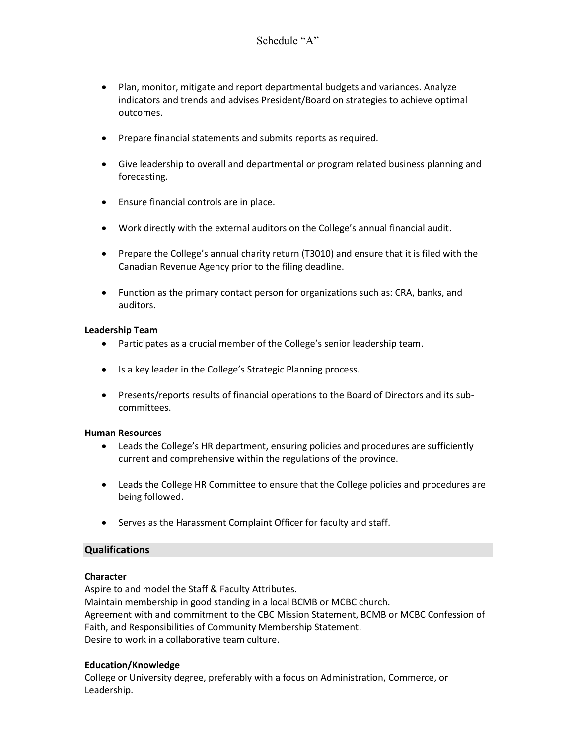Schedule "A"

- Plan, monitor, mitigate and report departmental budgets and variances. Analyze indicators and trends and advises President/Board on strategies to achieve optimal outcomes.
- Prepare financial statements and submits reports as required.
- Give leadership to overall and departmental or program related business planning and forecasting.
- Ensure financial controls are in place.
- Work directly with the external auditors on the College's annual financial audit.
- Prepare the College's annual charity return (T3010) and ensure that it is filed with the Canadian Revenue Agency prior to the filing deadline.
- Function as the primary contact person for organizations such as: CRA, banks, and auditors.

**Leadership Team**

- Participates as a crucial member of the College's senior leadership team.
- Is a key leader in the College's Strategic Planning process.
- Presents/reports results of financial operations to the Board of Directors and its sub-committees.

**Human Resources**

- Leads the College's HR department, ensuring policies and procedures are sufficiently current and comprehensive within the regulations of the province.
- Leads the College HR Committee to ensure that the College policies and procedures are being followed.
- Serves as the Harassment Complaint Officer for faculty and staff.

## Qualifications

**Character**

Aspire to and model the Staff & Faculty Attributes.
Maintain membership in good standing in a local BCMB or MCBC church.
Agreement with and commitment to the CBC Mission Statement, BCMB or MCBC Confession of Faith, and Responsibilities of Community Membership Statement.
Desire to work in a collaborative team culture.

**Education/Knowledge**

College or University degree, preferably with a focus on Administration, Commerce, or Leadership.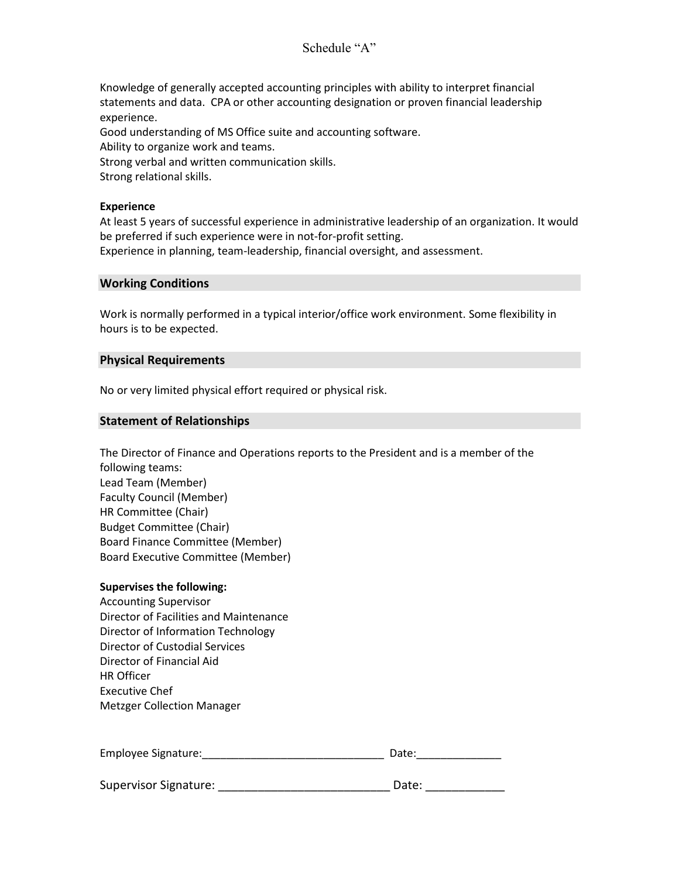# Schedule "A"

Knowledge of generally accepted accounting principles with ability to interpret financial statements and data. CPA or other accounting designation or proven financial leadership experience.

Good understanding of MS Office suite and accounting software.

Ability to organize work and teams.

Strong verbal and written communication skills.

Strong relational skills.

**Experience**

At least 5 years of successful experience in administrative leadership of an organization. It would be preferred if such experience were in not-for-profit setting.

Experience in planning, team-leadership, financial oversight, and assessment.

## Working Conditions

Work is normally performed in a typical interior/office work environment. Some flexibility in hours is to be expected.

## Physical Requirements

No or very limited physical effort required or physical risk.

## Statement of Relationships

The Director of Finance and Operations reports to the President and is a member of the following teams:

Lead Team (Member)
Faculty Council (Member)
HR Committee (Chair)
Budget Committee (Chair)
Board Finance Committee (Member)
Board Executive Committee (Member)

**Supervises the following:**

Accounting Supervisor
Director of Facilities and Maintenance
Director of Information Technology
Director of Custodial Services
Director of Financial Aid
HR Officer
Executive Chef
Metzger Collection Manager

Employee Signature:______________________________ Date:______________

Supervisor Signature: ___________________________ Date: ____________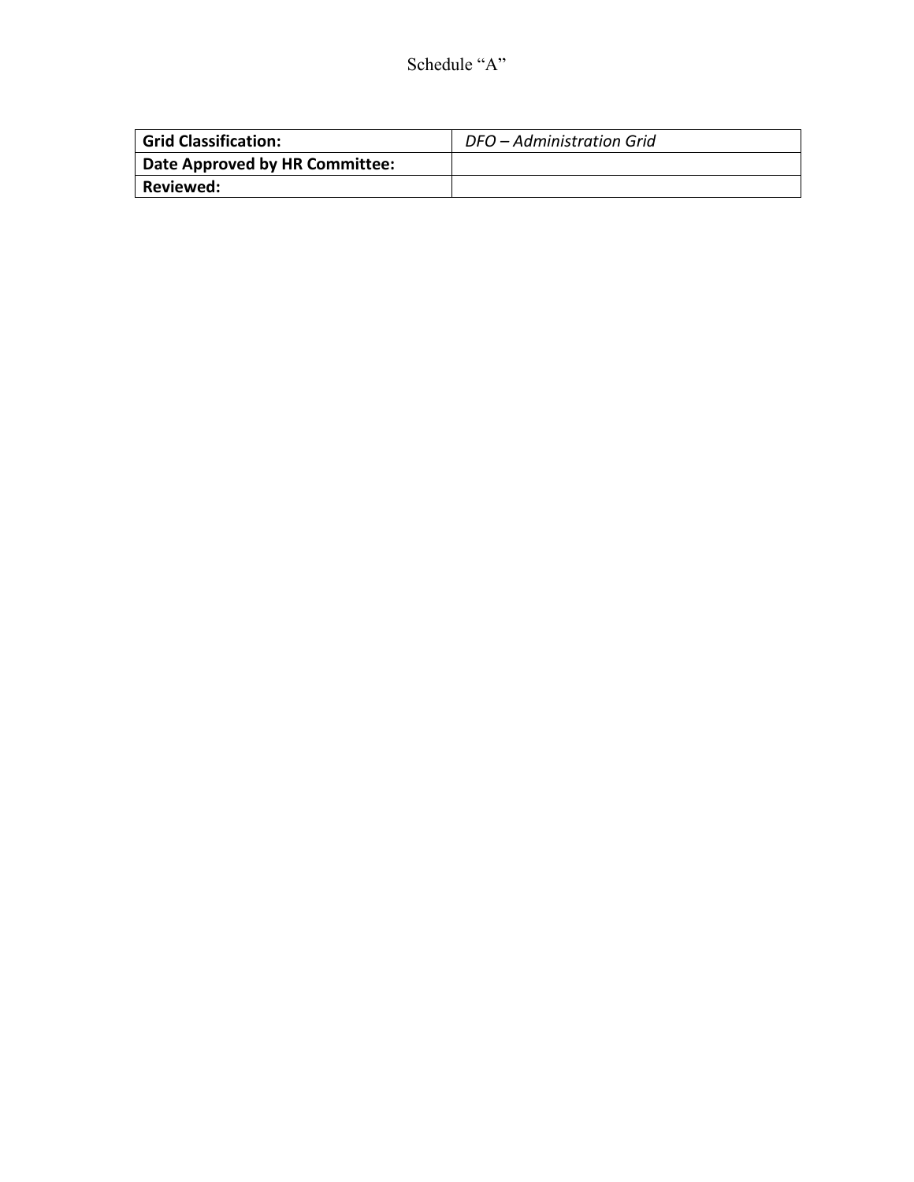Schedule "A"

| | |
|---|---|
| **Grid Classification:** | *DFO – Administration Grid* |
| **Date Approved by HR Committee:** | |
| **Reviewed:** | |